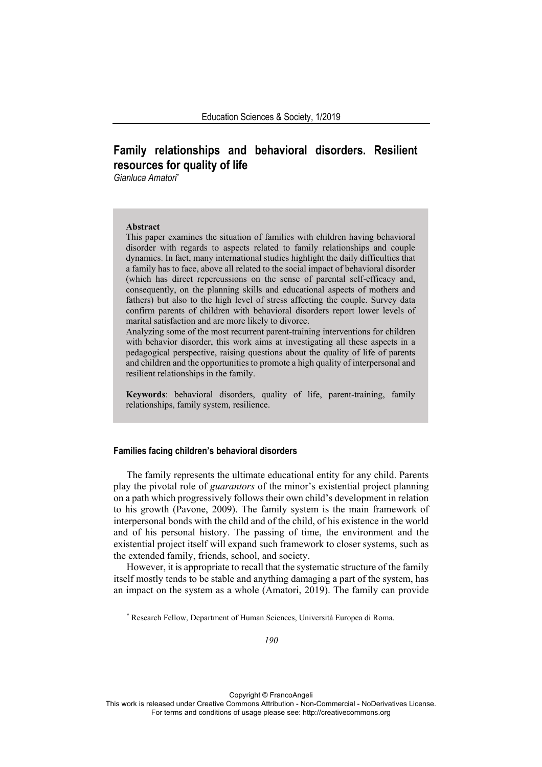# Family relationships and behavioral disorders. Resilient resources for quality of life

*Gianluca Amatori*[*]

**Abstract**

This paper examines the situation of families with children having behavioral disorder with regards to aspects related to family relationships and couple dynamics. In fact, many international studies highlight the daily difficulties that a family has to face, above all related to the social impact of behavioral disorder (which has direct repercussions on the sense of parental self-efficacy and, consequently, on the planning skills and educational aspects of mothers and fathers) but also to the high level of stress affecting the couple. Survey data confirm parents of children with behavioral disorders report lower levels of marital satisfaction and are more likely to divorce.

Analyzing some of the most recurrent parent-training interventions for children with behavior disorder, this work aims at investigating all these aspects in a pedagogical perspective, raising questions about the quality of life of parents and children and the opportunities to promote a high quality of interpersonal and resilient relationships in the family.

**Keywords**: behavioral disorders, quality of life, parent-training, family relationships, family system, resilience.

## Families facing children's behavioral disorders

The family represents the ultimate educational entity for any child. Parents play the pivotal role of *guarantors* of the minor's existential project planning on a path which progressively follows their own child's development in relation to his growth (Pavone, 2009). The family system is the main framework of interpersonal bonds with the child and of the child, of his existence in the world and of his personal history. The passing of time, the environment and the existential project itself will expand such framework to closer systems, such as the extended family, friends, school, and society.

However, it is appropriate to recall that the systematic structure of the family itself mostly tends to be stable and anything damaging a part of the system, has an impact on the system as a whole (Amatori, 2019). The family can provide

[*] Research Fellow, Department of Human Sciences, Università Europea di Roma.

Copyright © FrancoAngeli
This work is released under Creative Commons Attribution - Non-Commercial - NoDerivatives License.
For terms and conditions of usage please see: http://creativecommons.org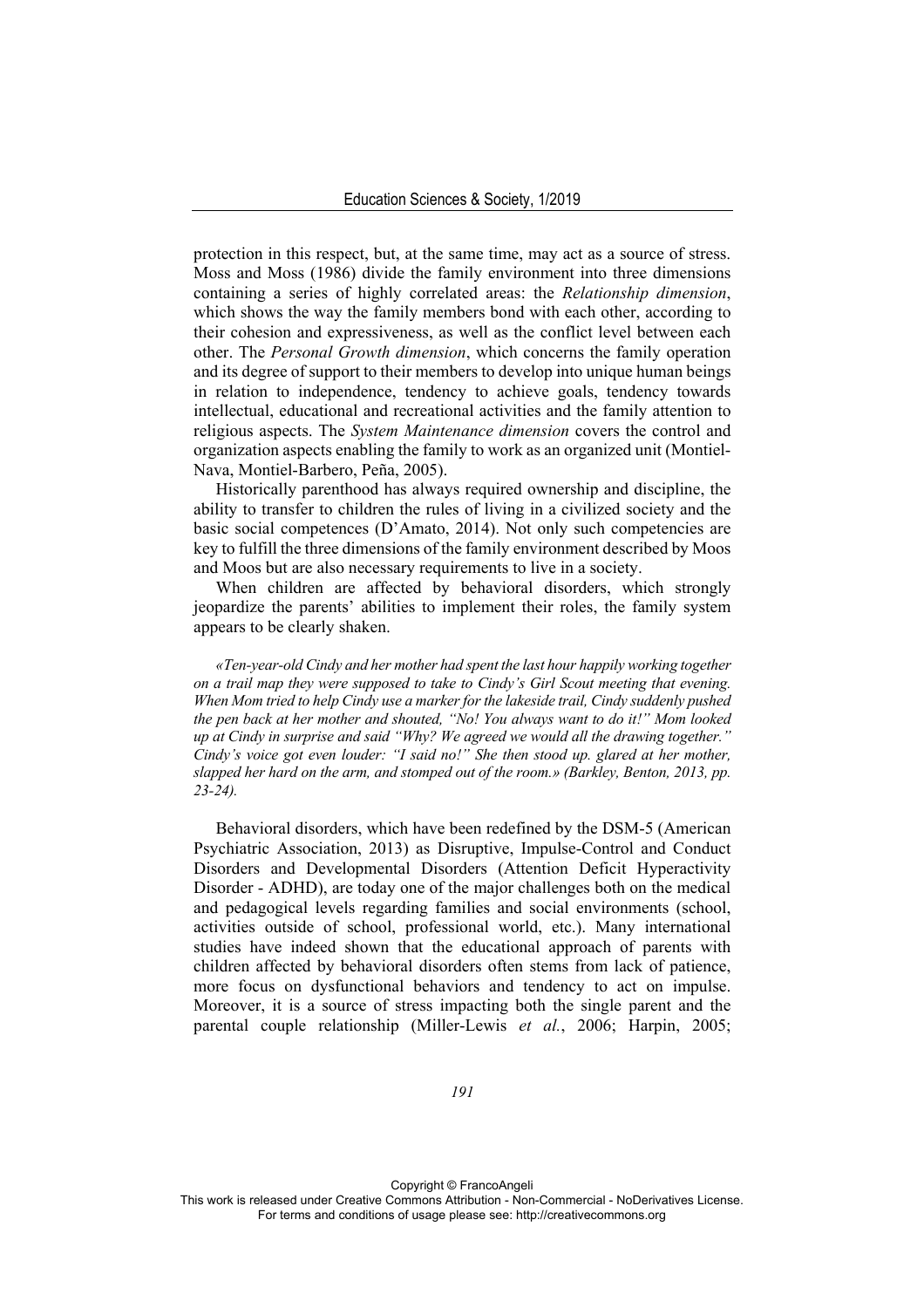protection in this respect, but, at the same time, may act as a source of stress. Moss and Moss (1986) divide the family environment into three dimensions containing a series of highly correlated areas: the *Relationship dimension*, which shows the way the family members bond with each other, according to their cohesion and expressiveness, as well as the conflict level between each other. The *Personal Growth dimension*, which concerns the family operation and its degree of support to their members to develop into unique human beings in relation to independence, tendency to achieve goals, tendency towards intellectual, educational and recreational activities and the family attention to religious aspects. The *System Maintenance dimension* covers the control and organization aspects enabling the family to work as an organized unit (Montiel-Nava, Montiel-Barbero, Peña, 2005).

Historically parenthood has always required ownership and discipline, the ability to transfer to children the rules of living in a civilized society and the basic social competences (D'Amato, 2014). Not only such competencies are key to fulfill the three dimensions of the family environment described by Moos and Moos but are also necessary requirements to live in a society.

When children are affected by behavioral disorders, which strongly jeopardize the parents' abilities to implement their roles, the family system appears to be clearly shaken.

> *«Ten-year-old Cindy and her mother had spent the last hour happily working together on a trail map they were supposed to take to Cindy's Girl Scout meeting that evening. When Mom tried to help Cindy use a marker for the lakeside trail, Cindy suddenly pushed the pen back at her mother and shouted, "No! You always want to do it!" Mom looked up at Cindy in surprise and said "Why? We agreed we would all the drawing together." Cindy's voice got even louder: "I said no!" She then stood up. glared at her mother, slapped her hard on the arm, and stomped out of the room.» (Barkley, Benton, 2013, pp. 23-24).*

Behavioral disorders, which have been redefined by the DSM-5 (American Psychiatric Association, 2013) as Disruptive, Impulse-Control and Conduct Disorders and Developmental Disorders (Attention Deficit Hyperactivity Disorder - ADHD), are today one of the major challenges both on the medical and pedagogical levels regarding families and social environments (school, activities outside of school, professional world, etc.). Many international studies have indeed shown that the educational approach of parents with children affected by behavioral disorders often stems from lack of patience, more focus on dysfunctional behaviors and tendency to act on impulse. Moreover, it is a source of stress impacting both the single parent and the parental couple relationship (Miller-Lewis *et al.*, 2006; Harpin, 2005;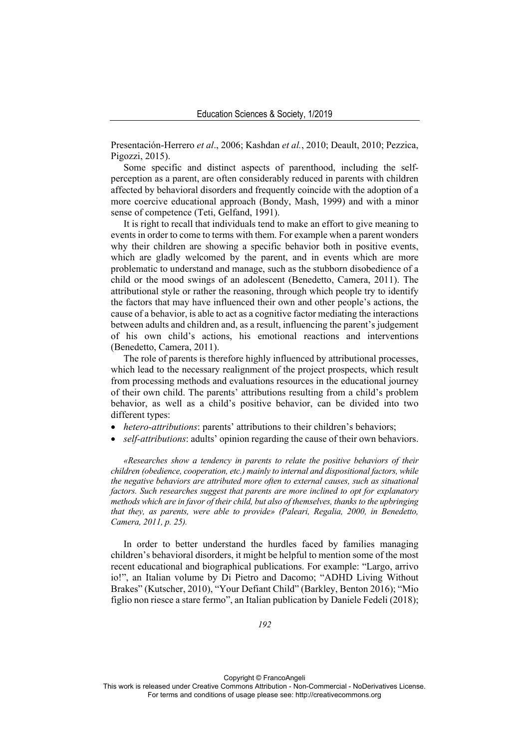Presentación-Herrero *et al*., 2006; Kashdan *et al.*, 2010; Deault, 2010; Pezzica, Pigozzi, 2015).

Some specific and distinct aspects of parenthood, including the self-perception as a parent, are often considerably reduced in parents with children affected by behavioral disorders and frequently coincide with the adoption of a more coercive educational approach (Bondy, Mash, 1999) and with a minor sense of competence (Teti, Gelfand, 1991).

It is right to recall that individuals tend to make an effort to give meaning to events in order to come to terms with them. For example when a parent wonders why their children are showing a specific behavior both in positive events, which are gladly welcomed by the parent, and in events which are more problematic to understand and manage, such as the stubborn disobedience of a child or the mood swings of an adolescent (Benedetto, Camera, 2011). The attributional style or rather the reasoning, through which people try to identify the factors that may have influenced their own and other people's actions, the cause of a behavior, is able to act as a cognitive factor mediating the interactions between adults and children and, as a result, influencing the parent's judgement of his own child's actions, his emotional reactions and interventions (Benedetto, Camera, 2011).

The role of parents is therefore highly influenced by attributional processes, which lead to the necessary realignment of the project prospects, which result from processing methods and evaluations resources in the educational journey of their own child. The parents' attributions resulting from a child's problem behavior, as well as a child's positive behavior, can be divided into two different types:

- *hetero-attributions*: parents' attributions to their children's behaviors;
- *self-attributions*: adults' opinion regarding the cause of their own behaviors.

> *«Researches show a tendency in parents to relate the positive behaviors of their children (obedience, cooperation, etc.) mainly to internal and dispositional factors, while the negative behaviors are attributed more often to external causes, such as situational factors. Such researches suggest that parents are more inclined to opt for explanatory methods which are in favor of their child, but also of themselves, thanks to the upbringing that they, as parents, were able to provide» (Paleari, Regalia, 2000, in Benedetto, Camera, 2011, p. 25).*

In order to better understand the hurdles faced by families managing children's behavioral disorders, it might be helpful to mention some of the most recent educational and biographical publications. For example: "Largo, arrivo io!", an Italian volume by Di Pietro and Dacomo; "ADHD Living Without Brakes" (Kutscher, 2010), "Your Defiant Child" (Barkley, Benton 2016); "Mio figlio non riesce a stare fermo", an Italian publication by Daniele Fedeli (2018);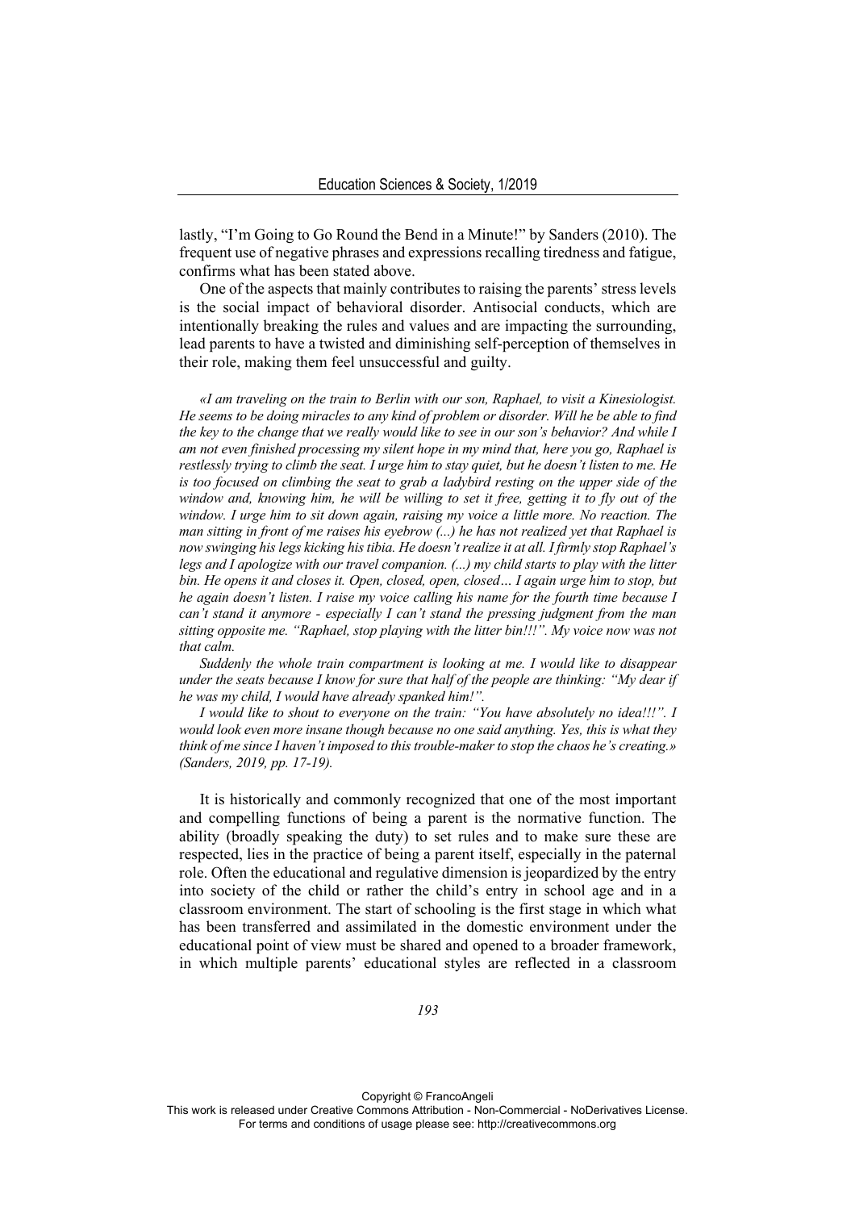lastly, "I'm Going to Go Round the Bend in a Minute!" by Sanders (2010). The frequent use of negative phrases and expressions recalling tiredness and fatigue, confirms what has been stated above.

One of the aspects that mainly contributes to raising the parents' stress levels is the social impact of behavioral disorder. Antisocial conducts, which are intentionally breaking the rules and values and are impacting the surrounding, lead parents to have a twisted and diminishing self-perception of themselves in their role, making them feel unsuccessful and guilty.

*«I am traveling on the train to Berlin with our son, Raphael, to visit a Kinesiologist. He seems to be doing miracles to any kind of problem or disorder. Will he be able to find the key to the change that we really would like to see in our son's behavior? And while I am not even finished processing my silent hope in my mind that, here you go, Raphael is restlessly trying to climb the seat. I urge him to stay quiet, but he doesn't listen to me. He is too focused on climbing the seat to grab a ladybird resting on the upper side of the window and, knowing him, he will be willing to set it free, getting it to fly out of the window. I urge him to sit down again, raising my voice a little more. No reaction. The man sitting in front of me raises his eyebrow (...) he has not realized yet that Raphael is now swinging his legs kicking his tibia. He doesn't realize it at all. I firmly stop Raphael's legs and I apologize with our travel companion. (...) my child starts to play with the litter bin. He opens it and closes it. Open, closed, open, closed… I again urge him to stop, but he again doesn't listen. I raise my voice calling his name for the fourth time because I can't stand it anymore - especially I can't stand the pressing judgment from the man sitting opposite me. "Raphael, stop playing with the litter bin!!!". My voice now was not that calm.*

*Suddenly the whole train compartment is looking at me. I would like to disappear under the seats because I know for sure that half of the people are thinking: "My dear if he was my child, I would have already spanked him!".*

*I would like to shout to everyone on the train: "You have absolutely no idea!!!". I would look even more insane though because no one said anything. Yes, this is what they think of me since I haven't imposed to this trouble-maker to stop the chaos he's creating.» (Sanders, 2019, pp. 17-19).*

It is historically and commonly recognized that one of the most important and compelling functions of being a parent is the normative function. The ability (broadly speaking the duty) to set rules and to make sure these are respected, lies in the practice of being a parent itself, especially in the paternal role. Often the educational and regulative dimension is jeopardized by the entry into society of the child or rather the child's entry in school age and in a classroom environment. The start of schooling is the first stage in which what has been transferred and assimilated in the domestic environment under the educational point of view must be shared and opened to a broader framework, in which multiple parents' educational styles are reflected in a classroom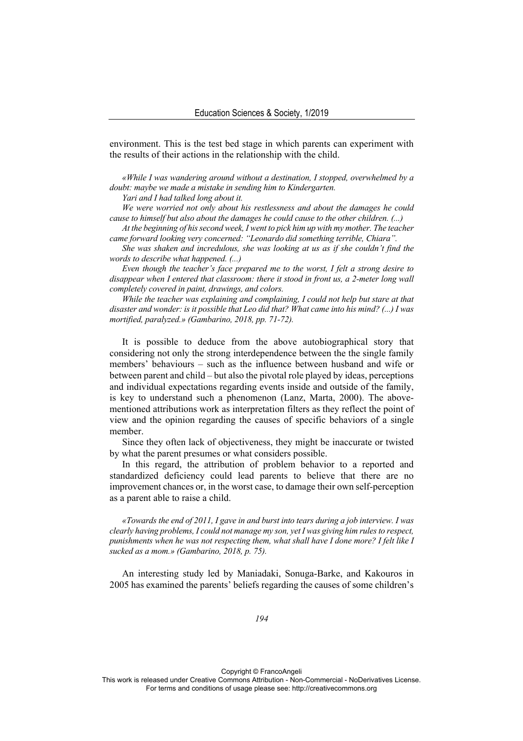environment. This is the test bed stage in which parents can experiment with the results of their actions in the relationship with the child.

*«While I was wandering around without a destination, I stopped, overwhelmed by a doubt: maybe we made a mistake in sending him to Kindergarten.*

*Yari and I had talked long about it.*

*We were worried not only about his restlessness and about the damages he could cause to himself but also about the damages he could cause to the other children. (...)*

*At the beginning of his second week, I went to pick him up with my mother. The teacher came forward looking very concerned: "Leonardo did something terrible, Chiara".*

*She was shaken and incredulous, she was looking at us as if she couldn't find the words to describe what happened. (...)*

*Even though the teacher's face prepared me to the worst, I felt a strong desire to disappear when I entered that classroom: there it stood in front us, a 2-meter long wall completely covered in paint, drawings, and colors.*

*While the teacher was explaining and complaining, I could not help but stare at that disaster and wonder: is it possible that Leo did that? What came into his mind? (...) I was mortified, paralyzed.» (Gambarino, 2018, pp. 71-72).*

It is possible to deduce from the above autobiographical story that considering not only the strong interdependence between the the single family members' behaviours – such as the influence between husband and wife or between parent and child – but also the pivotal role played by ideas, perceptions and individual expectations regarding events inside and outside of the family, is key to understand such a phenomenon (Lanz, Marta, 2000). The above-mentioned attributions work as interpretation filters as they reflect the point of view and the opinion regarding the causes of specific behaviors of a single member.

Since they often lack of objectiveness, they might be inaccurate or twisted by what the parent presumes or what considers possible.

In this regard, the attribution of problem behavior to a reported and standardized deficiency could lead parents to believe that there are no improvement chances or, in the worst case, to damage their own self-perception as a parent able to raise a child.

*«Towards the end of 2011, I gave in and burst into tears during a job interview. I was clearly having problems, I could not manage my son, yet I was giving him rules to respect, punishments when he was not respecting them, what shall have I done more? I felt like I sucked as a mom.» (Gambarino, 2018, p. 75).*

An interesting study led by Maniadaki, Sonuga-Barke, and Kakouros in 2005 has examined the parents' beliefs regarding the causes of some children's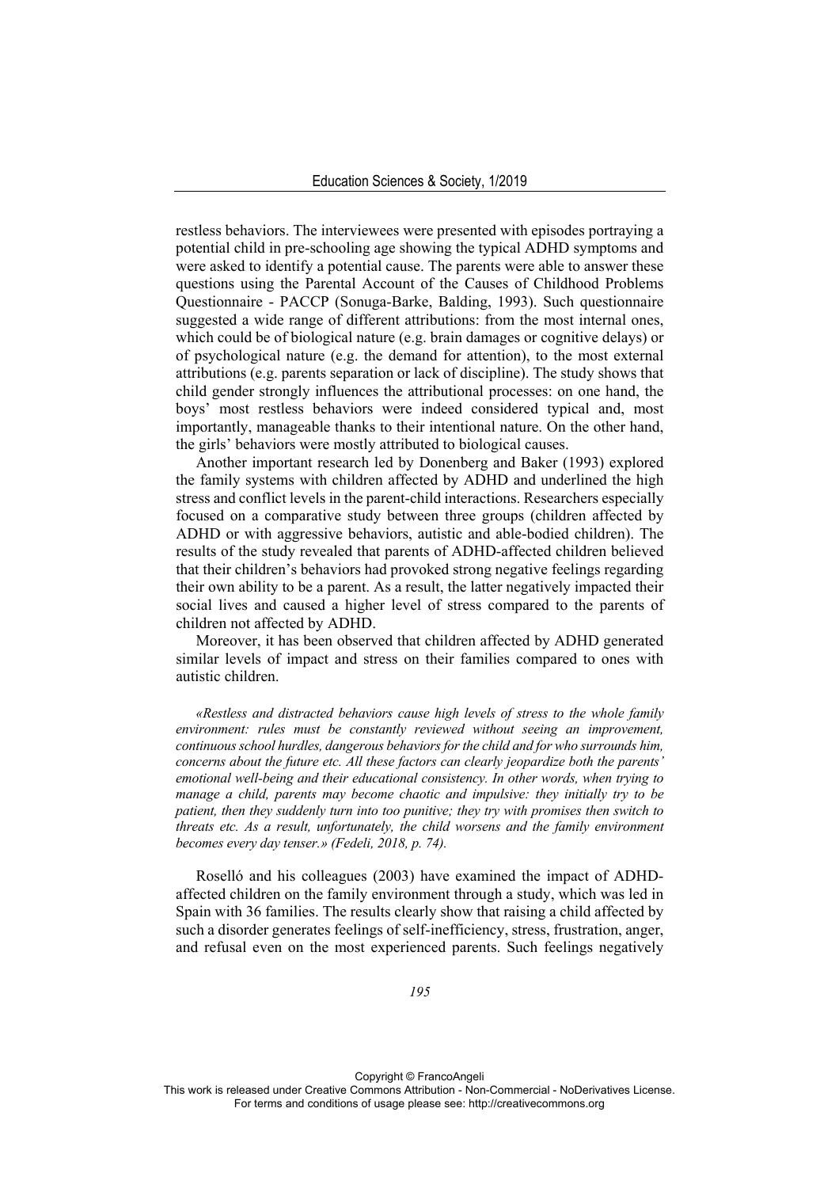restless behaviors. The interviewees were presented with episodes portraying a potential child in pre-schooling age showing the typical ADHD symptoms and were asked to identify a potential cause. The parents were able to answer these questions using the Parental Account of the Causes of Childhood Problems Questionnaire - PACCP (Sonuga-Barke, Balding, 1993). Such questionnaire suggested a wide range of different attributions: from the most internal ones, which could be of biological nature (e.g. brain damages or cognitive delays) or of psychological nature (e.g. the demand for attention), to the most external attributions (e.g. parents separation or lack of discipline). The study shows that child gender strongly influences the attributional processes: on one hand, the boys' most restless behaviors were indeed considered typical and, most importantly, manageable thanks to their intentional nature. On the other hand, the girls' behaviors were mostly attributed to biological causes.

Another important research led by Donenberg and Baker (1993) explored the family systems with children affected by ADHD and underlined the high stress and conflict levels in the parent-child interactions. Researchers especially focused on a comparative study between three groups (children affected by ADHD or with aggressive behaviors, autistic and able-bodied children). The results of the study revealed that parents of ADHD-affected children believed that their children's behaviors had provoked strong negative feelings regarding their own ability to be a parent. As a result, the latter negatively impacted their social lives and caused a higher level of stress compared to the parents of children not affected by ADHD.

Moreover, it has been observed that children affected by ADHD generated similar levels of impact and stress on their families compared to ones with autistic children.

> *«Restless and distracted behaviors cause high levels of stress to the whole family environment: rules must be constantly reviewed without seeing an improvement, continuous school hurdles, dangerous behaviors for the child and for who surrounds him, concerns about the future etc. All these factors can clearly jeopardize both the parents' emotional well-being and their educational consistency. In other words, when trying to manage a child, parents may become chaotic and impulsive: they initially try to be patient, then they suddenly turn into too punitive; they try with promises then switch to threats etc. As a result, unfortunately, the child worsens and the family environment becomes every day tenser.» (Fedeli, 2018, p. 74).*

Roselló and his colleagues (2003) have examined the impact of ADHD-affected children on the family environment through a study, which was led in Spain with 36 families. The results clearly show that raising a child affected by such a disorder generates feelings of self-inefficiency, stress, frustration, anger, and refusal even on the most experienced parents. Such feelings negatively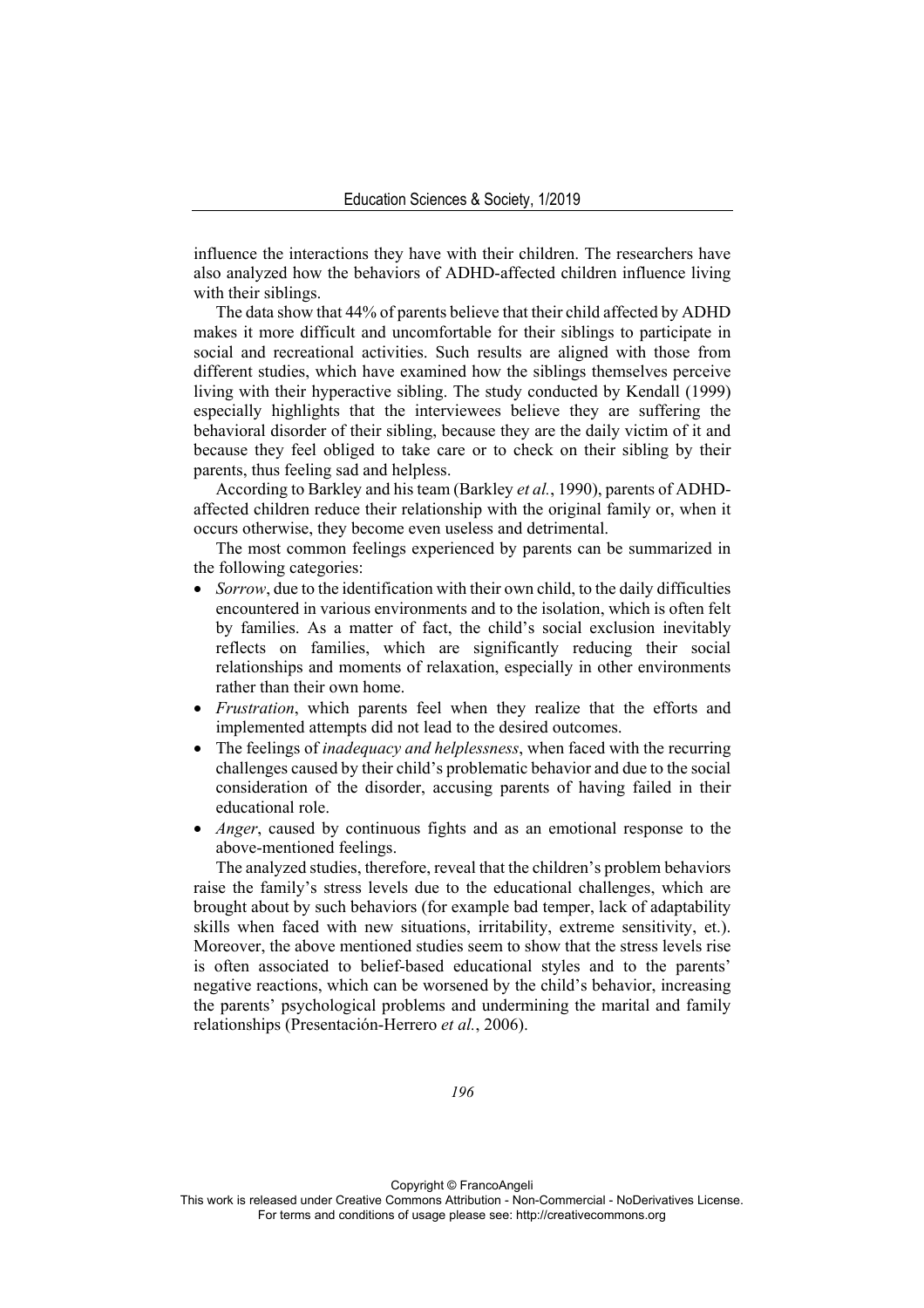influence the interactions they have with their children. The researchers have also analyzed how the behaviors of ADHD-affected children influence living with their siblings.

The data show that 44% of parents believe that their child affected by ADHD makes it more difficult and uncomfortable for their siblings to participate in social and recreational activities. Such results are aligned with those from different studies, which have examined how the siblings themselves perceive living with their hyperactive sibling. The study conducted by Kendall (1999) especially highlights that the interviewees believe they are suffering the behavioral disorder of their sibling, because they are the daily victim of it and because they feel obliged to take care or to check on their sibling by their parents, thus feeling sad and helpless.

According to Barkley and his team (Barkley *et al.*, 1990), parents of ADHD-affected children reduce their relationship with the original family or, when it occurs otherwise, they become even useless and detrimental.

The most common feelings experienced by parents can be summarized in the following categories:

- *Sorrow*, due to the identification with their own child, to the daily difficulties encountered in various environments and to the isolation, which is often felt by families. As a matter of fact, the child's social exclusion inevitably reflects on families, which are significantly reducing their social relationships and moments of relaxation, especially in other environments rather than their own home.
- *Frustration*, which parents feel when they realize that the efforts and implemented attempts did not lead to the desired outcomes.
- The feelings of *inadequacy and helplessness*, when faced with the recurring challenges caused by their child's problematic behavior and due to the social consideration of the disorder, accusing parents of having failed in their educational role.
- *Anger*, caused by continuous fights and as an emotional response to the above-mentioned feelings.

The analyzed studies, therefore, reveal that the children's problem behaviors raise the family's stress levels due to the educational challenges, which are brought about by such behaviors (for example bad temper, lack of adaptability skills when faced with new situations, irritability, extreme sensitivity, et.). Moreover, the above mentioned studies seem to show that the stress levels rise is often associated to belief-based educational styles and to the parents' negative reactions, which can be worsened by the child's behavior, increasing the parents' psychological problems and undermining the marital and family relationships (Presentación-Herrero *et al.*, 2006).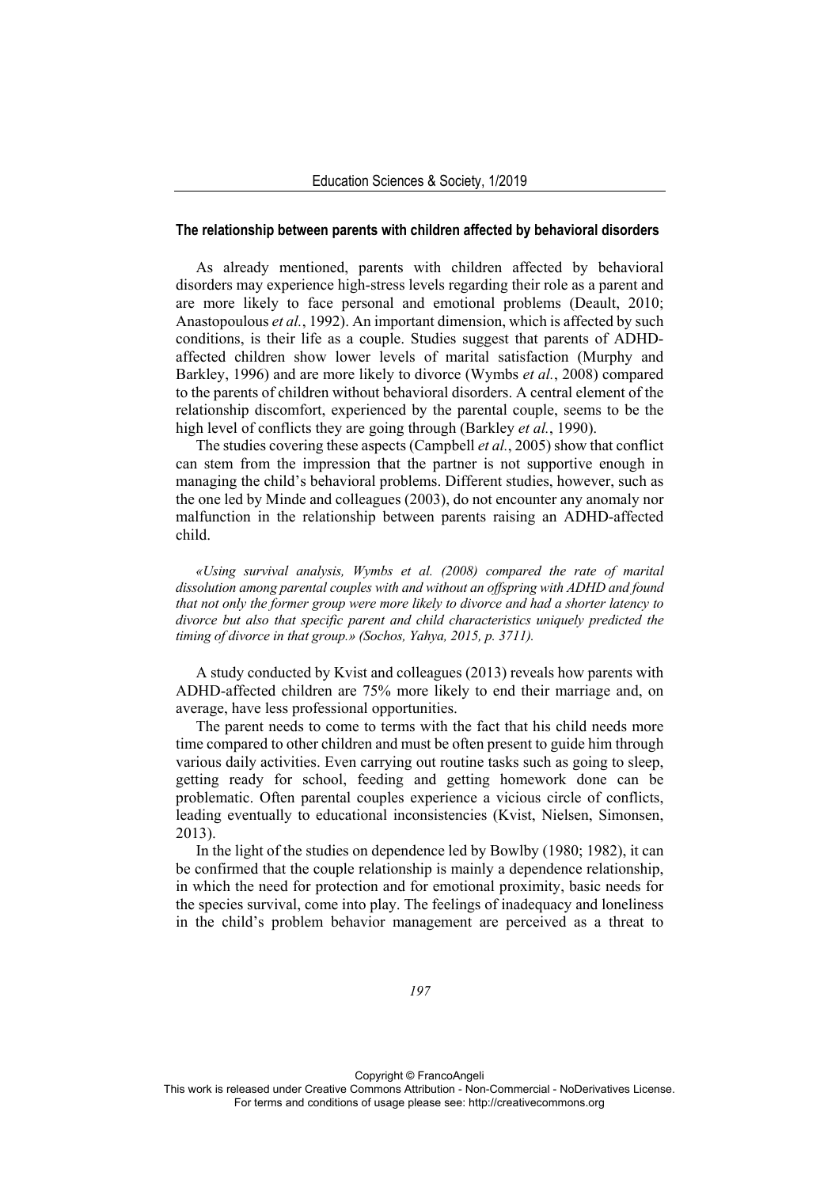### The relationship between parents with children affected by behavioral disorders

As already mentioned, parents with children affected by behavioral disorders may experience high-stress levels regarding their role as a parent and are more likely to face personal and emotional problems (Deault, 2010; Anastopoulous *et al.*, 1992). An important dimension, which is affected by such conditions, is their life as a couple. Studies suggest that parents of ADHD-affected children show lower levels of marital satisfaction (Murphy and Barkley, 1996) and are more likely to divorce (Wymbs *et al.*, 2008) compared to the parents of children without behavioral disorders. A central element of the relationship discomfort, experienced by the parental couple, seems to be the high level of conflicts they are going through (Barkley *et al.*, 1990).

The studies covering these aspects (Campbell *et al.*, 2005) show that conflict can stem from the impression that the partner is not supportive enough in managing the child's behavioral problems. Different studies, however, such as the one led by Minde and colleagues (2003), do not encounter any anomaly nor malfunction in the relationship between parents raising an ADHD-affected child.

> *«Using survival analysis, Wymbs et al. (2008) compared the rate of marital dissolution among parental couples with and without an offspring with ADHD and found that not only the former group were more likely to divorce and had a shorter latency to divorce but also that specific parent and child characteristics uniquely predicted the timing of divorce in that group.» (Sochos, Yahya, 2015, p. 3711).*

A study conducted by Kvist and colleagues (2013) reveals how parents with ADHD-affected children are 75% more likely to end their marriage and, on average, have less professional opportunities.

The parent needs to come to terms with the fact that his child needs more time compared to other children and must be often present to guide him through various daily activities. Even carrying out routine tasks such as going to sleep, getting ready for school, feeding and getting homework done can be problematic. Often parental couples experience a vicious circle of conflicts, leading eventually to educational inconsistencies (Kvist, Nielsen, Simonsen, 2013).

In the light of the studies on dependence led by Bowlby (1980; 1982), it can be confirmed that the couple relationship is mainly a dependence relationship, in which the need for protection and for emotional proximity, basic needs for the species survival, come into play. The feelings of inadequacy and loneliness in the child's problem behavior management are perceived as a threat to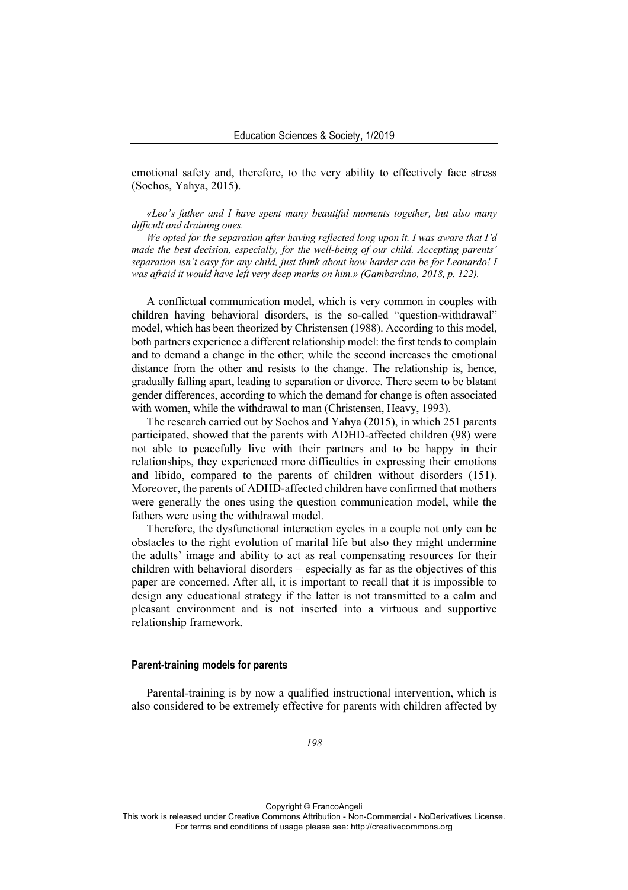emotional safety and, therefore, to the very ability to effectively face stress (Sochos, Yahya, 2015).

*«Leo's father and I have spent many beautiful moments together, but also many difficult and draining ones.*

*We opted for the separation after having reflected long upon it. I was aware that I'd made the best decision, especially, for the well-being of our child. Accepting parents' separation isn't easy for any child, just think about how harder can be for Leonardo! I was afraid it would have left very deep marks on him.» (Gambardino, 2018, p. 122).*

A conflictual communication model, which is very common in couples with children having behavioral disorders, is the so-called "question-withdrawal" model, which has been theorized by Christensen (1988). According to this model, both partners experience a different relationship model: the first tends to complain and to demand a change in the other; while the second increases the emotional distance from the other and resists to the change. The relationship is, hence, gradually falling apart, leading to separation or divorce. There seem to be blatant gender differences, according to which the demand for change is often associated with women, while the withdrawal to man (Christensen, Heavy, 1993).

The research carried out by Sochos and Yahya (2015), in which 251 parents participated, showed that the parents with ADHD-affected children (98) were not able to peacefully live with their partners and to be happy in their relationships, they experienced more difficulties in expressing their emotions and libido, compared to the parents of children without disorders (151). Moreover, the parents of ADHD-affected children have confirmed that mothers were generally the ones using the question communication model, while the fathers were using the withdrawal model.

Therefore, the dysfunctional interaction cycles in a couple not only can be obstacles to the right evolution of marital life but also they might undermine the adults' image and ability to act as real compensating resources for their children with behavioral disorders – especially as far as the objectives of this paper are concerned. After all, it is important to recall that it is impossible to design any educational strategy if the latter is not transmitted to a calm and pleasant environment and is not inserted into a virtuous and supportive relationship framework.

## Parent-training models for parents

Parental-training is by now a qualified instructional intervention, which is also considered to be extremely effective for parents with children affected by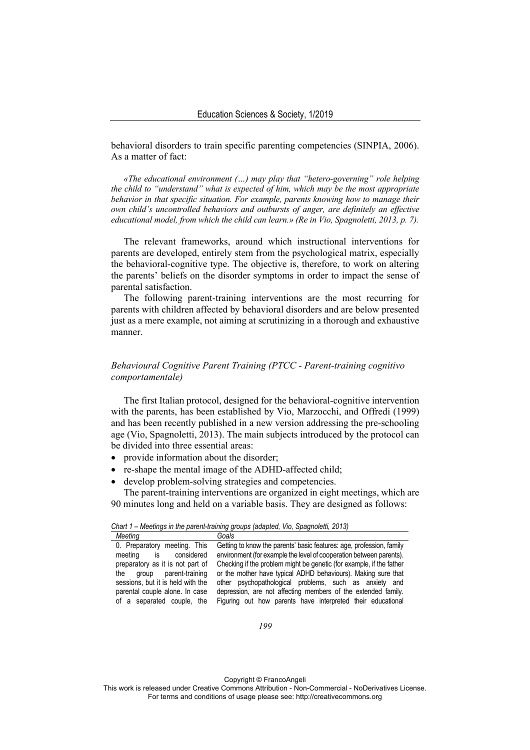behavioral disorders to train specific parenting competencies (SINPIA, 2006). As a matter of fact:

> *«The educational environment (…) may play that "hetero-governing" role helping the child to "understand" what is expected of him, which may be the most appropriate behavior in that specific situation. For example, parents knowing how to manage their own child's uncontrolled behaviors and outbursts of anger, are definitely an effective educational model, from which the child can learn.» (Re in Vio, Spagnoletti, 2013, p. 7).*

The relevant frameworks, around which instructional interventions for parents are developed, entirely stem from the psychological matrix, especially the behavioral-cognitive type. The objective is, therefore, to work on altering the parents' beliefs on the disorder symptoms in order to impact the sense of parental satisfaction.

The following parent-training interventions are the most recurring for parents with children affected by behavioral disorders and are below presented just as a mere example, not aiming at scrutinizing in a thorough and exhaustive manner.

### *Behavioural Cognitive Parent Training (PTCC - Parent-training cognitivo comportamentale)*

The first Italian protocol, designed for the behavioral-cognitive intervention with the parents, has been established by Vio, Marzocchi, and Offredi (1999) and has been recently published in a new version addressing the pre-schooling age (Vio, Spagnoletti, 2013). The main subjects introduced by the protocol can be divided into three essential areas:

- provide information about the disorder;
- re-shape the mental image of the ADHD-affected child;
- develop problem-solving strategies and competencies.

The parent-training interventions are organized in eight meetings, which are 90 minutes long and held on a variable basis. They are designed as follows:

*Chart 1 – Meetings in the parent-training groups (adapted, Vio, Spagnoletti, 2013)*

| *Meeting* | *Goals* |
|---|---|
| 0. Preparatory meeting. This meeting is considered preparatory as it is not part of the group parent-training sessions, but it is held with the parental couple alone. In case of a separated couple, the | Getting to know the parents' basic features: age, profession, family environment (for example the level of cooperation between parents). Checking if the problem might be genetic (for example, if the father or the mother have typical ADHD behaviours). Making sure that other psychopathological problems, such as anxiety and depression, are not affecting members of the extended family. Figuring out how parents have interpreted their educational |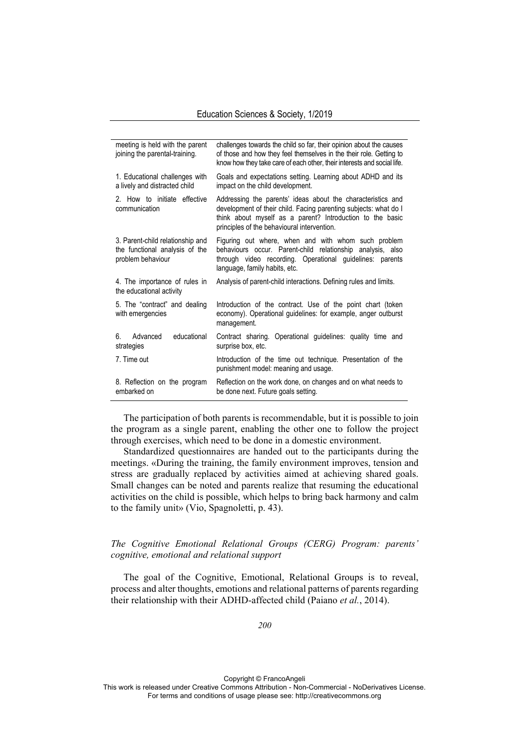| | |
|---|---|
| meeting is held with the parent joining the parental-training. | challenges towards the child so far, their opinion about the causes of those and how they feel themselves in the their role. Getting to know how they take care of each other, their interests and social life. |
| 1. Educational challenges with a lively and distracted child | Goals and expectations setting. Learning about ADHD and its impact on the child development. |
| 2. How to initiate effective communication | Addressing the parents' ideas about the characteristics and development of their child. Facing parenting subjects: what do I think about myself as a parent? Introduction to the basic principles of the behavioural intervention. |
| 3. Parent-child relationship and the functional analysis of the problem behaviour | Figuring out where, when and with whom such problem behaviours occur. Parent-child relationship analysis, also through video recording. Operational guidelines: parents language, family habits, etc. |
| 4. The importance of rules in the educational activity | Analysis of parent-child interactions. Defining rules and limits. |
| 5. The "contract" and dealing with emergencies | Introduction of the contract. Use of the point chart (token economy). Operational guidelines: for example, anger outburst management. |
| 6. Advanced educational strategies | Contract sharing. Operational guidelines: quality time and surprise box, etc. |
| 7. Time out | Introduction of the time out technique. Presentation of the punishment model: meaning and usage. |
| 8. Reflection on the program embarked on | Reflection on the work done, on changes and on what needs to be done next. Future goals setting. |

The participation of both parents is recommendable, but it is possible to join the program as a single parent, enabling the other one to follow the project through exercises, which need to be done in a domestic environment.

Standardized questionnaires are handed out to the participants during the meetings. «During the training, the family environment improves, tension and stress are gradually replaced by activities aimed at achieving shared goals. Small changes can be noted and parents realize that resuming the educational activities on the child is possible, which helps to bring back harmony and calm to the family unit» (Vio, Spagnoletti, p. 43).

### *The Cognitive Emotional Relational Groups (CERG) Program: parents' cognitive, emotional and relational support*

The goal of the Cognitive, Emotional, Relational Groups is to reveal, process and alter thoughts, emotions and relational patterns of parents regarding their relationship with their ADHD-affected child (Paiano *et al.*, 2014).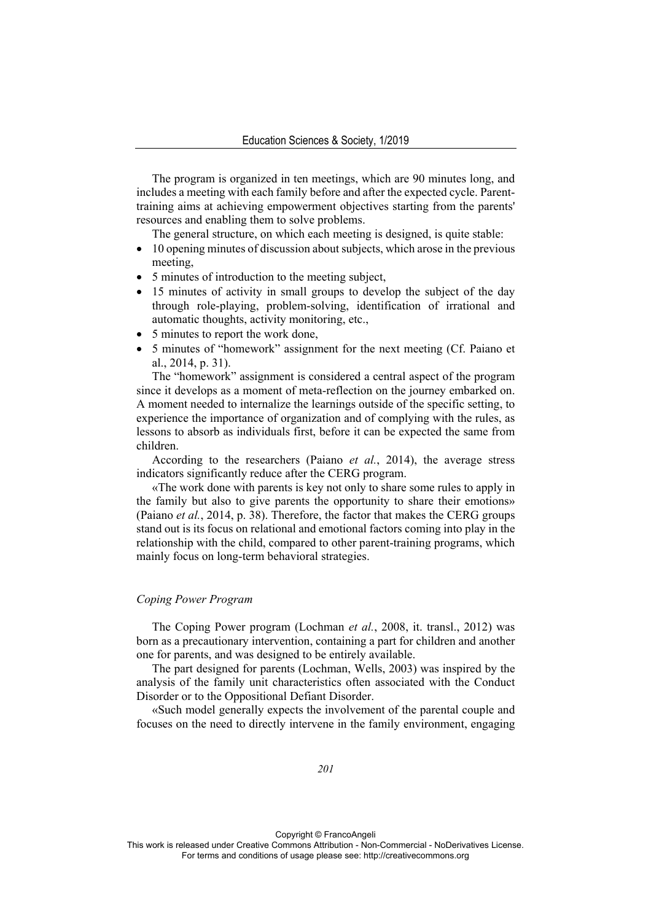The program is organized in ten meetings, which are 90 minutes long, and includes a meeting with each family before and after the expected cycle. Parent-training aims at achieving empowerment objectives starting from the parents' resources and enabling them to solve problems.

The general structure, on which each meeting is designed, is quite stable:

- 10 opening minutes of discussion about subjects, which arose in the previous meeting,
- 5 minutes of introduction to the meeting subject,
- 15 minutes of activity in small groups to develop the subject of the day through role-playing, problem-solving, identification of irrational and automatic thoughts, activity monitoring, etc.,
- 5 minutes to report the work done,
- 5 minutes of "homework" assignment for the next meeting (Cf. Paiano et al., 2014, p. 31).

The "homework" assignment is considered a central aspect of the program since it develops as a moment of meta-reflection on the journey embarked on. A moment needed to internalize the learnings outside of the specific setting, to experience the importance of organization and of complying with the rules, as lessons to absorb as individuals first, before it can be expected the same from children.

According to the researchers (Paiano *et al.*, 2014), the average stress indicators significantly reduce after the CERG program.

«The work done with parents is key not only to share some rules to apply in the family but also to give parents the opportunity to share their emotions» (Paiano *et al.*, 2014, p. 38). Therefore, the factor that makes the CERG groups stand out is its focus on relational and emotional factors coming into play in the relationship with the child, compared to other parent-training programs, which mainly focus on long-term behavioral strategies.

### *Coping Power Program*

The Coping Power program (Lochman *et al.*, 2008, it. transl., 2012) was born as a precautionary intervention, containing a part for children and another one for parents, and was designed to be entirely available.

The part designed for parents (Lochman, Wells, 2003) was inspired by the analysis of the family unit characteristics often associated with the Conduct Disorder or to the Oppositional Defiant Disorder.

«Such model generally expects the involvement of the parental couple and focuses on the need to directly intervene in the family environment, engaging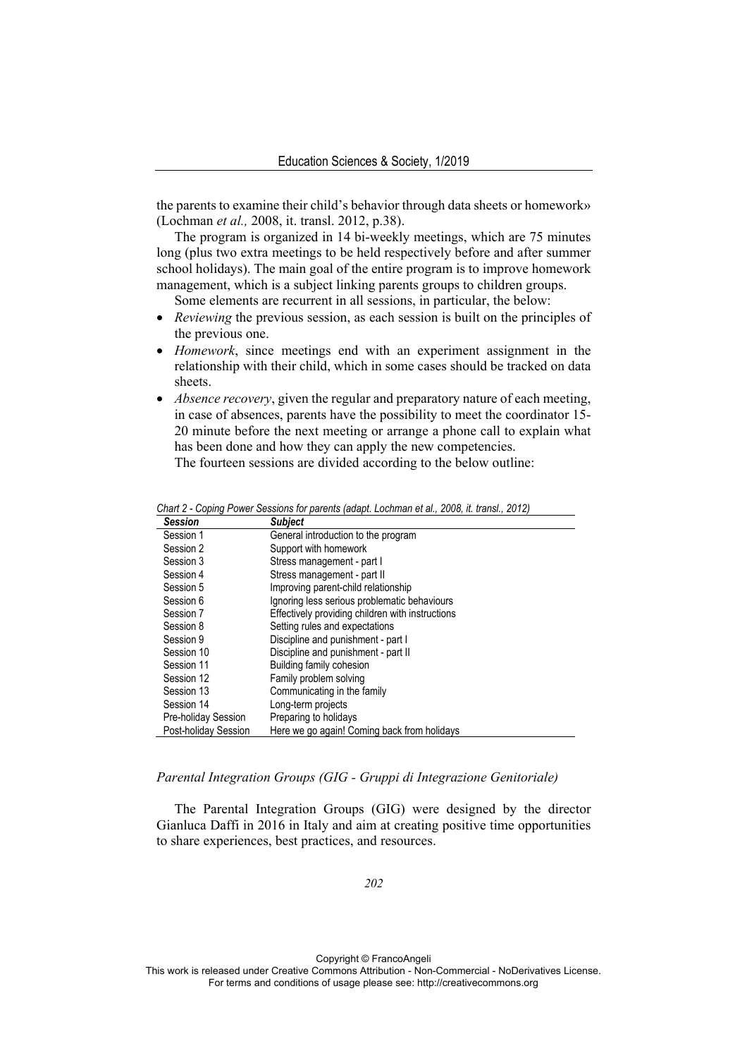the parents to examine their child's behavior through data sheets or homework» (Lochman *et al.,* 2008, it. transl. 2012, p.38).

The program is organized in 14 bi-weekly meetings, which are 75 minutes long (plus two extra meetings to be held respectively before and after summer school holidays). The main goal of the entire program is to improve homework management, which is a subject linking parents groups to children groups.

Some elements are recurrent in all sessions, in particular, the below:

- *Reviewing* the previous session, as each session is built on the principles of the previous one.
- *Homework*, since meetings end with an experiment assignment in the relationship with their child, which in some cases should be tracked on data sheets.
- *Absence recovery*, given the regular and preparatory nature of each meeting, in case of absences, parents have the possibility to meet the coordinator 15-20 minute before the next meeting or arrange a phone call to explain what has been done and how they can apply the new competencies.

The fourteen sessions are divided according to the below outline:

*Chart 2 - Coping Power Sessions for parents (adapt. Lochman et al., 2008, it. transl., 2012)*

| *Session* | *Subject* |
|---|---|
| Session 1 | General introduction to the program |
| Session 2 | Support with homework |
| Session 3 | Stress management - part I |
| Session 4 | Stress management - part II |
| Session 5 | Improving parent-child relationship |
| Session 6 | Ignoring less serious problematic behaviours |
| Session 7 | Effectively providing children with instructions |
| Session 8 | Setting rules and expectations |
| Session 9 | Discipline and punishment - part I |
| Session 10 | Discipline and punishment - part II |
| Session 11 | Building family cohesion |
| Session 12 | Family problem solving |
| Session 13 | Communicating in the family |
| Session 14 | Long-term projects |
| Pre-holiday Session | Preparing to holidays |
| Post-holiday Session | Here we go again! Coming back from holidays |

### *Parental Integration Groups (GIG - Gruppi di Integrazione Genitoriale)*

The Parental Integration Groups (GIG) were designed by the director Gianluca Daffi in 2016 in Italy and aim at creating positive time opportunities to share experiences, best practices, and resources.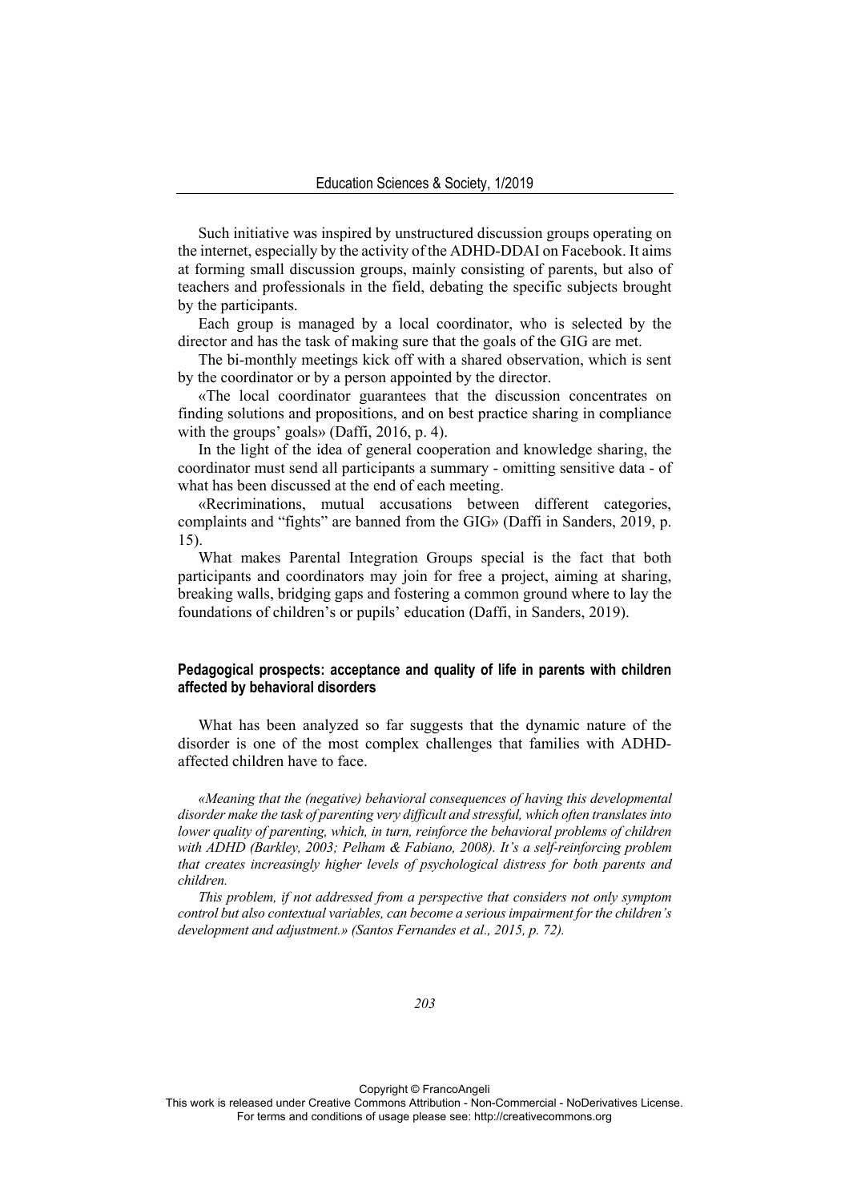Such initiative was inspired by unstructured discussion groups operating on the internet, especially by the activity of the ADHD-DDAI on Facebook. It aims at forming small discussion groups, mainly consisting of parents, but also of teachers and professionals in the field, debating the specific subjects brought by the participants.

Each group is managed by a local coordinator, who is selected by the director and has the task of making sure that the goals of the GIG are met.

The bi-monthly meetings kick off with a shared observation, which is sent by the coordinator or by a person appointed by the director.

«The local coordinator guarantees that the discussion concentrates on finding solutions and propositions, and on best practice sharing in compliance with the groups' goals» (Daffi, 2016, p. 4).

In the light of the idea of general cooperation and knowledge sharing, the coordinator must send all participants a summary - omitting sensitive data - of what has been discussed at the end of each meeting.

«Recriminations, mutual accusations between different categories, complaints and "fights" are banned from the GIG» (Daffi in Sanders, 2019, p. 15).

What makes Parental Integration Groups special is the fact that both participants and coordinators may join for free a project, aiming at sharing, breaking walls, bridging gaps and fostering a common ground where to lay the foundations of children's or pupils' education (Daffi, in Sanders, 2019).

### Pedagogical prospects: acceptance and quality of life in parents with children affected by behavioral disorders

What has been analyzed so far suggests that the dynamic nature of the disorder is one of the most complex challenges that families with ADHD-affected children have to face.

> *«Meaning that the (negative) behavioral consequences of having this developmental disorder make the task of parenting very difficult and stressful, which often translates into lower quality of parenting, which, in turn, reinforce the behavioral problems of children with ADHD (Barkley, 2003; Pelham & Fabiano, 2008). It's a self-reinforcing problem that creates increasingly higher levels of psychological distress for both parents and children.*
>
> *This problem, if not addressed from a perspective that considers not only symptom control but also contextual variables, can become a serious impairment for the children's development and adjustment.» (Santos Fernandes et al., 2015, p. 72).*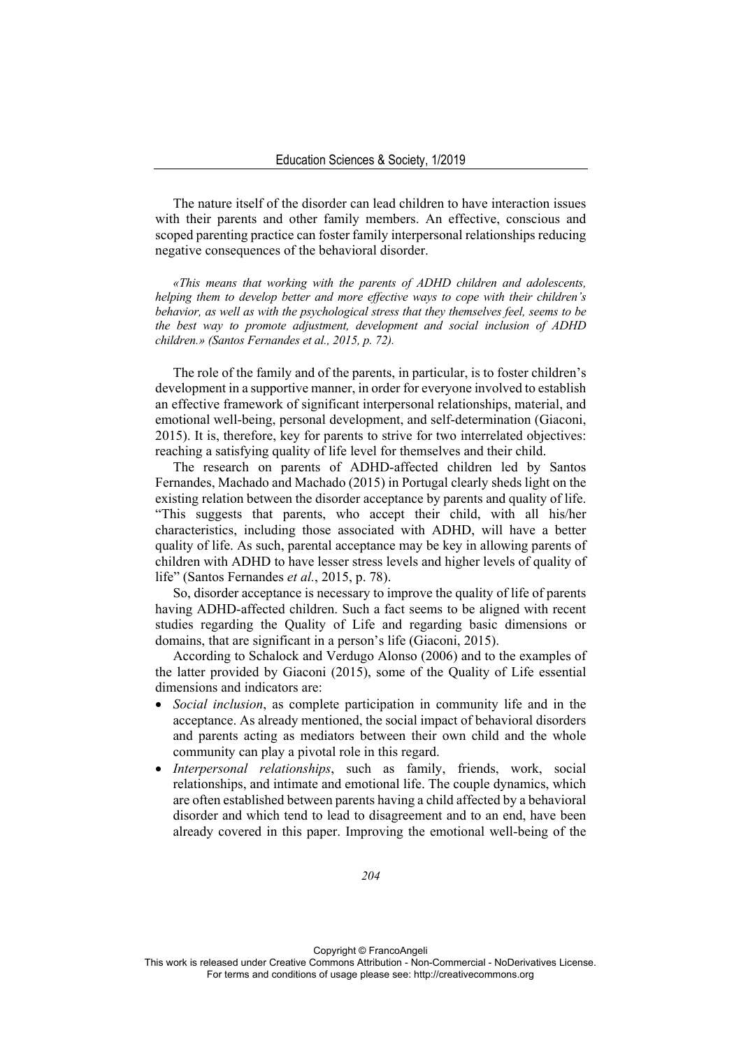The nature itself of the disorder can lead children to have interaction issues with their parents and other family members. An effective, conscious and scoped parenting practice can foster family interpersonal relationships reducing negative consequences of the behavioral disorder.

*«This means that working with the parents of ADHD children and adolescents, helping them to develop better and more effective ways to cope with their children's behavior, as well as with the psychological stress that they themselves feel, seems to be the best way to promote adjustment, development and social inclusion of ADHD children.» (Santos Fernandes et al., 2015, p. 72).*

The role of the family and of the parents, in particular, is to foster children's development in a supportive manner, in order for everyone involved to establish an effective framework of significant interpersonal relationships, material, and emotional well-being, personal development, and self-determination (Giaconi, 2015). It is, therefore, key for parents to strive for two interrelated objectives: reaching a satisfying quality of life level for themselves and their child.

The research on parents of ADHD-affected children led by Santos Fernandes, Machado and Machado (2015) in Portugal clearly sheds light on the existing relation between the disorder acceptance by parents and quality of life. "This suggests that parents, who accept their child, with all his/her characteristics, including those associated with ADHD, will have a better quality of life. As such, parental acceptance may be key in allowing parents of children with ADHD to have lesser stress levels and higher levels of quality of life" (Santos Fernandes *et al.*, 2015, p. 78).

So, disorder acceptance is necessary to improve the quality of life of parents having ADHD-affected children. Such a fact seems to be aligned with recent studies regarding the Quality of Life and regarding basic dimensions or domains, that are significant in a person's life (Giaconi, 2015).

According to Schalock and Verdugo Alonso (2006) and to the examples of the latter provided by Giaconi (2015), some of the Quality of Life essential dimensions and indicators are:

- *Social inclusion*, as complete participation in community life and in the acceptance. As already mentioned, the social impact of behavioral disorders and parents acting as mediators between their own child and the whole community can play a pivotal role in this regard.
- *Interpersonal relationships*, such as family, friends, work, social relationships, and intimate and emotional life. The couple dynamics, which are often established between parents having a child affected by a behavioral disorder and which tend to lead to disagreement and to an end, have been already covered in this paper. Improving the emotional well-being of the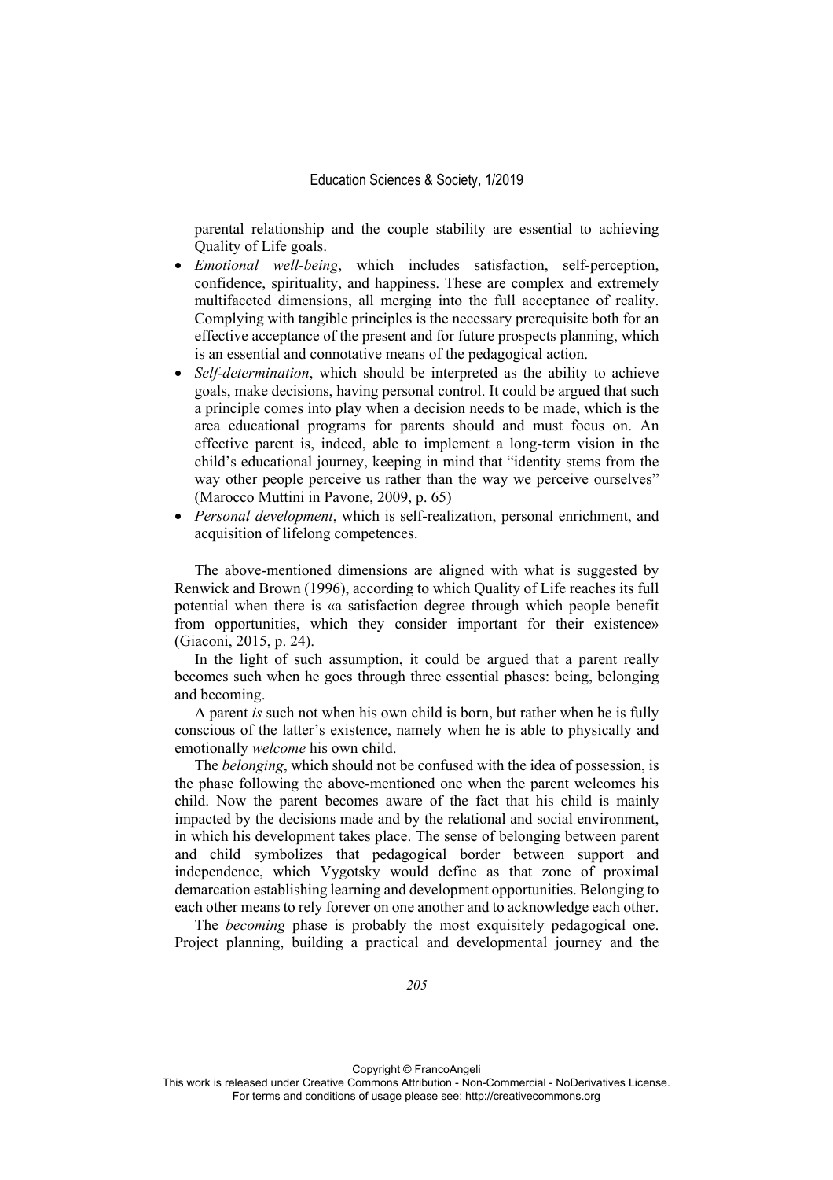parental relationship and the couple stability are essential to achieving Quality of Life goals.

- *Emotional well-being*, which includes satisfaction, self-perception, confidence, spirituality, and happiness. These are complex and extremely multifaceted dimensions, all merging into the full acceptance of reality. Complying with tangible principles is the necessary prerequisite both for an effective acceptance of the present and for future prospects planning, which is an essential and connotative means of the pedagogical action.
- *Self-determination*, which should be interpreted as the ability to achieve goals, make decisions, having personal control. It could be argued that such a principle comes into play when a decision needs to be made, which is the area educational programs for parents should and must focus on. An effective parent is, indeed, able to implement a long-term vision in the child's educational journey, keeping in mind that "identity stems from the way other people perceive us rather than the way we perceive ourselves" (Marocco Muttini in Pavone, 2009, p. 65)
- *Personal development*, which is self-realization, personal enrichment, and acquisition of lifelong competences.

The above-mentioned dimensions are aligned with what is suggested by Renwick and Brown (1996), according to which Quality of Life reaches its full potential when there is «a satisfaction degree through which people benefit from opportunities, which they consider important for their existence» (Giaconi, 2015, p. 24).

In the light of such assumption, it could be argued that a parent really becomes such when he goes through three essential phases: being, belonging and becoming.

A parent *is* such not when his own child is born, but rather when he is fully conscious of the latter's existence, namely when he is able to physically and emotionally *welcome* his own child.

The *belonging*, which should not be confused with the idea of possession, is the phase following the above-mentioned one when the parent welcomes his child. Now the parent becomes aware of the fact that his child is mainly impacted by the decisions made and by the relational and social environment, in which his development takes place. The sense of belonging between parent and child symbolizes that pedagogical border between support and independence, which Vygotsky would define as that zone of proximal demarcation establishing learning and development opportunities. Belonging to each other means to rely forever on one another and to acknowledge each other.

The *becoming* phase is probably the most exquisitely pedagogical one. Project planning, building a practical and developmental journey and the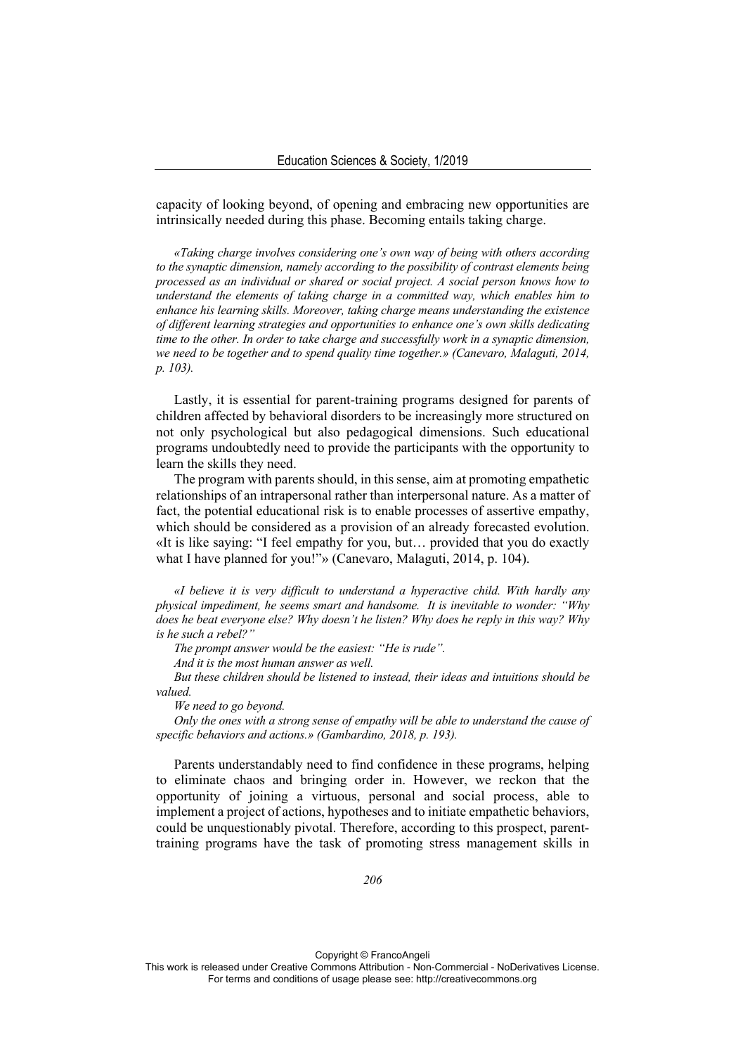capacity of looking beyond, of opening and embracing new opportunities are intrinsically needed during this phase. Becoming entails taking charge.

> *«Taking charge involves considering one's own way of being with others according to the synaptic dimension, namely according to the possibility of contrast elements being processed as an individual or shared or social project. A social person knows how to understand the elements of taking charge in a committed way, which enables him to enhance his learning skills. Moreover, taking charge means understanding the existence of different learning strategies and opportunities to enhance one's own skills dedicating time to the other. In order to take charge and successfully work in a synaptic dimension, we need to be together and to spend quality time together.» (Canevaro, Malaguti, 2014, p. 103).*

Lastly, it is essential for parent-training programs designed for parents of children affected by behavioral disorders to be increasingly more structured on not only psychological but also pedagogical dimensions. Such educational programs undoubtedly need to provide the participants with the opportunity to learn the skills they need.

The program with parents should, in this sense, aim at promoting empathetic relationships of an intrapersonal rather than interpersonal nature. As a matter of fact, the potential educational risk is to enable processes of assertive empathy, which should be considered as a provision of an already forecasted evolution. «It is like saying: "I feel empathy for you, but… provided that you do exactly what I have planned for you!"» (Canevaro, Malaguti, 2014, p. 104).

> *«I believe it is very difficult to understand a hyperactive child. With hardly any physical impediment, he seems smart and handsome. It is inevitable to wonder: "Why does he beat everyone else? Why doesn't he listen? Why does he reply in this way? Why is he such a rebel?"*
>
> *The prompt answer would be the easiest: "He is rude".*
>
> *And it is the most human answer as well.*
>
> *But these children should be listened to instead, their ideas and intuitions should be valued.*
>
> *We need to go beyond.*
>
> *Only the ones with a strong sense of empathy will be able to understand the cause of specific behaviors and actions.» (Gambardino, 2018, p. 193).*

Parents understandably need to find confidence in these programs, helping to eliminate chaos and bringing order in. However, we reckon that the opportunity of joining a virtuous, personal and social process, able to implement a project of actions, hypotheses and to initiate empathetic behaviors, could be unquestionably pivotal. Therefore, according to this prospect, parent-training programs have the task of promoting stress management skills in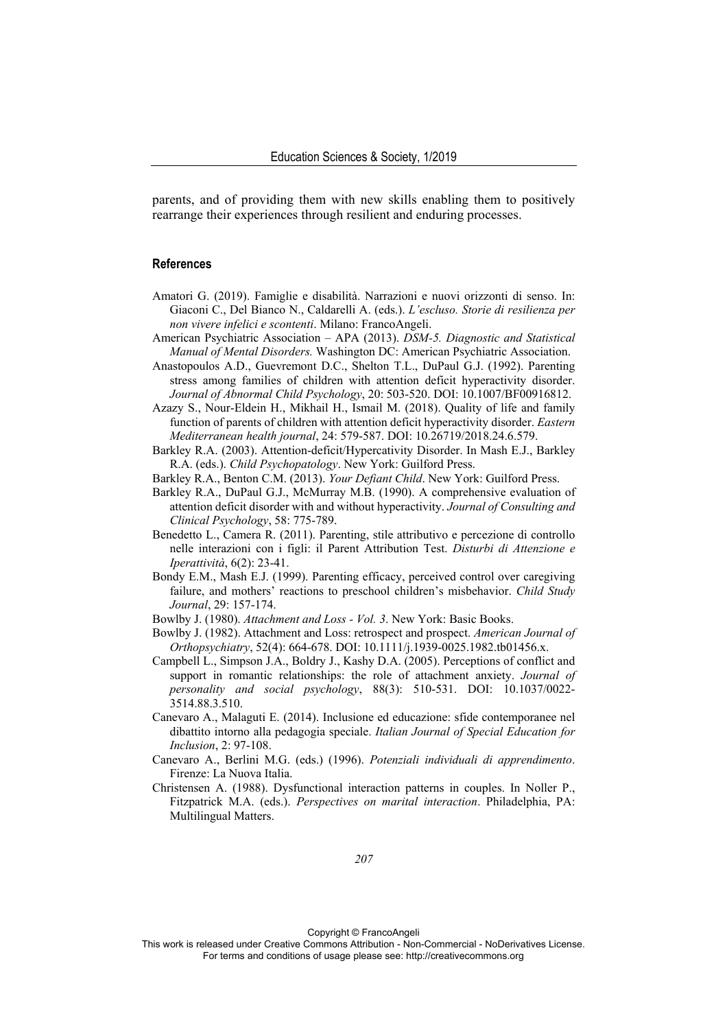parents, and of providing them with new skills enabling them to positively rearrange their experiences through resilient and enduring processes.

## References

Amatori G. (2019). Famiglie e disabilità. Narrazioni e nuovi orizzonti di senso. In: Giaconi C., Del Bianco N., Caldarelli A. (eds.). *L'escluso. Storie di resilienza per non vivere infelici e scontenti*. Milano: FrancoAngeli.

American Psychiatric Association – APA (2013). *DSM-5. Diagnostic and Statistical Manual of Mental Disorders.* Washington DC: American Psychiatric Association.

Anastopoulos A.D., Guevremont D.C., Shelton T.L., DuPaul G.J. (1992). Parenting stress among families of children with attention deficit hyperactivity disorder. *Journal of Abnormal Child Psychology*, 20: 503-520. DOI: 10.1007/BF00916812.

Azazy S., Nour-Eldein H., Mikhail H., Ismail M. (2018). Quality of life and family function of parents of children with attention deficit hyperactivity disorder. *Eastern Mediterranean health journal*, 24: 579-587. DOI: 10.26719/2018.24.6.579.

Barkley R.A. (2003). Attention-deficit/Hypercativity Disorder. In Mash E.J., Barkley R.A. (eds.). *Child Psychopatology*. New York: Guilford Press.

Barkley R.A., Benton C.M. (2013). *Your Defiant Child*. New York: Guilford Press.

Barkley R.A., DuPaul G.J., McMurray M.B. (1990). A comprehensive evaluation of attention deficit disorder with and without hyperactivity. *Journal of Consulting and Clinical Psychology*, 58: 775-789.

Benedetto L., Camera R. (2011). Parenting, stile attributivo e percezione di controllo nelle interazioni con i figli: il Parent Attribution Test. *Disturbi di Attenzione e Iperattività*, 6(2): 23-41.

Bondy E.M., Mash E.J. (1999). Parenting efficacy, perceived control over caregiving failure, and mothers' reactions to preschool children's misbehavior. *Child Study Journal*, 29: 157-174.

Bowlby J. (1980). *Attachment and Loss - Vol. 3*. New York: Basic Books.

Bowlby J. (1982). Attachment and Loss: retrospect and prospect. *American Journal of Orthopsychiatry*, 52(4): 664-678. DOI: 10.1111/j.1939-0025.1982.tb01456.x.

Campbell L., Simpson J.A., Boldry J., Kashy D.A. (2005). Perceptions of conflict and support in romantic relationships: the role of attachment anxiety. *Journal of personality and social psychology*, 88(3): 510-531. DOI: 10.1037/0022-3514.88.3.510.

Canevaro A., Malaguti E. (2014). Inclusione ed educazione: sfide contemporanee nel dibattito intorno alla pedagogia speciale. *Italian Journal of Special Education for Inclusion*, 2: 97-108.

Canevaro A., Berlini M.G. (eds.) (1996). *Potenziali individuali di apprendimento*. Firenze: La Nuova Italia.

Christensen A. (1988). Dysfunctional interaction patterns in couples. In Noller P., Fitzpatrick M.A. (eds.). *Perspectives on marital interaction*. Philadelphia, PA: Multilingual Matters.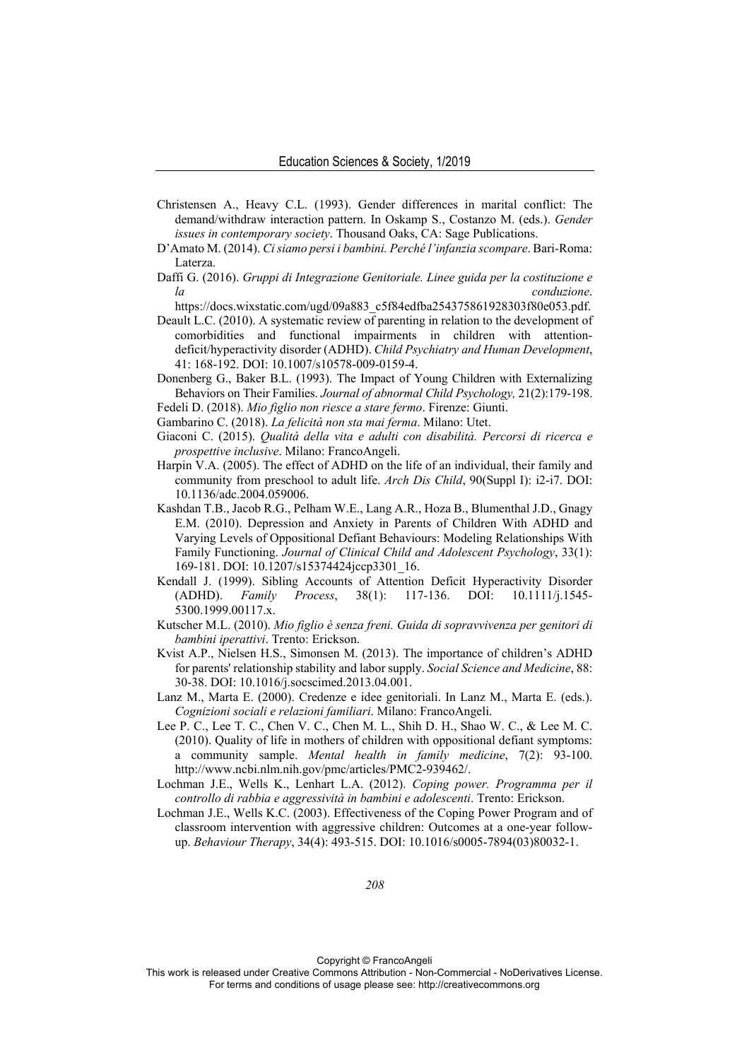Christensen A., Heavy C.L. (1993). Gender differences in marital conflict: The demand/withdraw interaction pattern. In Oskamp S., Costanzo M. (eds.). *Gender issues in contemporary society*. Thousand Oaks, CA: Sage Publications.

D'Amato M. (2014). *Ci siamo persi i bambini. Perché l'infanzia scompare*. Bari-Roma: Laterza.

Daffi G. (2016). *Gruppi di Integrazione Genitoriale. Linee guida per la costituzione e la conduzione*. https://docs.wixstatic.com/ugd/09a883_c5f84edfba254375861928303f80e053.pdf.

Deault L.C. (2010). A systematic review of parenting in relation to the development of comorbidities and functional impairments in children with attention-deficit/hyperactivity disorder (ADHD). *Child Psychiatry and Human Development*, 41: 168-192. DOI: 10.1007/s10578-009-0159-4.

Donenberg G., Baker B.L. (1993). The Impact of Young Children with Externalizing Behaviors on Their Families. *Journal of abnormal Child Psychology,* 21(2):179-198.

Fedeli D. (2018). *Mio figlio non riesce a stare fermo*. Firenze: Giunti.

Gambarino C. (2018). *La felicità non sta mai ferma*. Milano: Utet.

Giaconi C. (2015). *Qualità della vita e adulti con disabilità. Percorsi di ricerca e prospettive inclusive*. Milano: FrancoAngeli.

Harpin V.A. (2005). The effect of ADHD on the life of an individual, their family and community from preschool to adult life. *Arch Dis Child*, 90(Suppl I): i2-i7. DOI: 10.1136/adc.2004.059006.

Kashdan T.B., Jacob R.G., Pelham W.E., Lang A.R., Hoza B., Blumenthal J.D., Gnagy E.M. (2010). Depression and Anxiety in Parents of Children With ADHD and Varying Levels of Oppositional Defiant Behaviours: Modeling Relationships With Family Functioning. *Journal of Clinical Child and Adolescent Psychology*, 33(1): 169-181. DOI: 10.1207/s15374424jccp3301_16.

Kendall J. (1999). Sibling Accounts of Attention Deficit Hyperactivity Disorder (ADHD). *Family Process*, 38(1): 117-136. DOI: 10.1111/j.1545-5300.1999.00117.x.

Kutscher M.L. (2010). *Mio figlio è senza freni. Guida di sopravvivenza per genitori di bambini iperattivi*. Trento: Erickson.

Kvist A.P., Nielsen H.S., Simonsen M. (2013). The importance of children's ADHD for parents' relationship stability and labor supply. *Social Science and Medicine*, 88: 30-38. DOI: 10.1016/j.socscimed.2013.04.001.

Lanz M., Marta E. (2000). Credenze e idee genitoriali. In Lanz M., Marta E. (eds.). *Cognizioni sociali e relazioni familiari*. Milano: FrancoAngeli.

Lee P. C., Lee T. C., Chen V. C., Chen M. L., Shih D. H., Shao W. C., & Lee M. C. (2010). Quality of life in mothers of children with oppositional defiant symptoms: a community sample. *Mental health in family medicine*, 7(2): 93-100. http://www.ncbi.nlm.nih.gov/pmc/articles/PMC2-939462/.

Lochman J.E., Wells K., Lenhart L.A. (2012). *Coping power. Programma per il controllo di rabbia e aggressività in bambini e adolescenti*. Trento: Erickson.

Lochman J.E., Wells K.C. (2003). Effectiveness of the Coping Power Program and of classroom intervention with aggressive children: Outcomes at a one-year follow-up. *Behaviour Therapy*, 34(4): 493-515. DOI: 10.1016/s0005-7894(03)80032-1.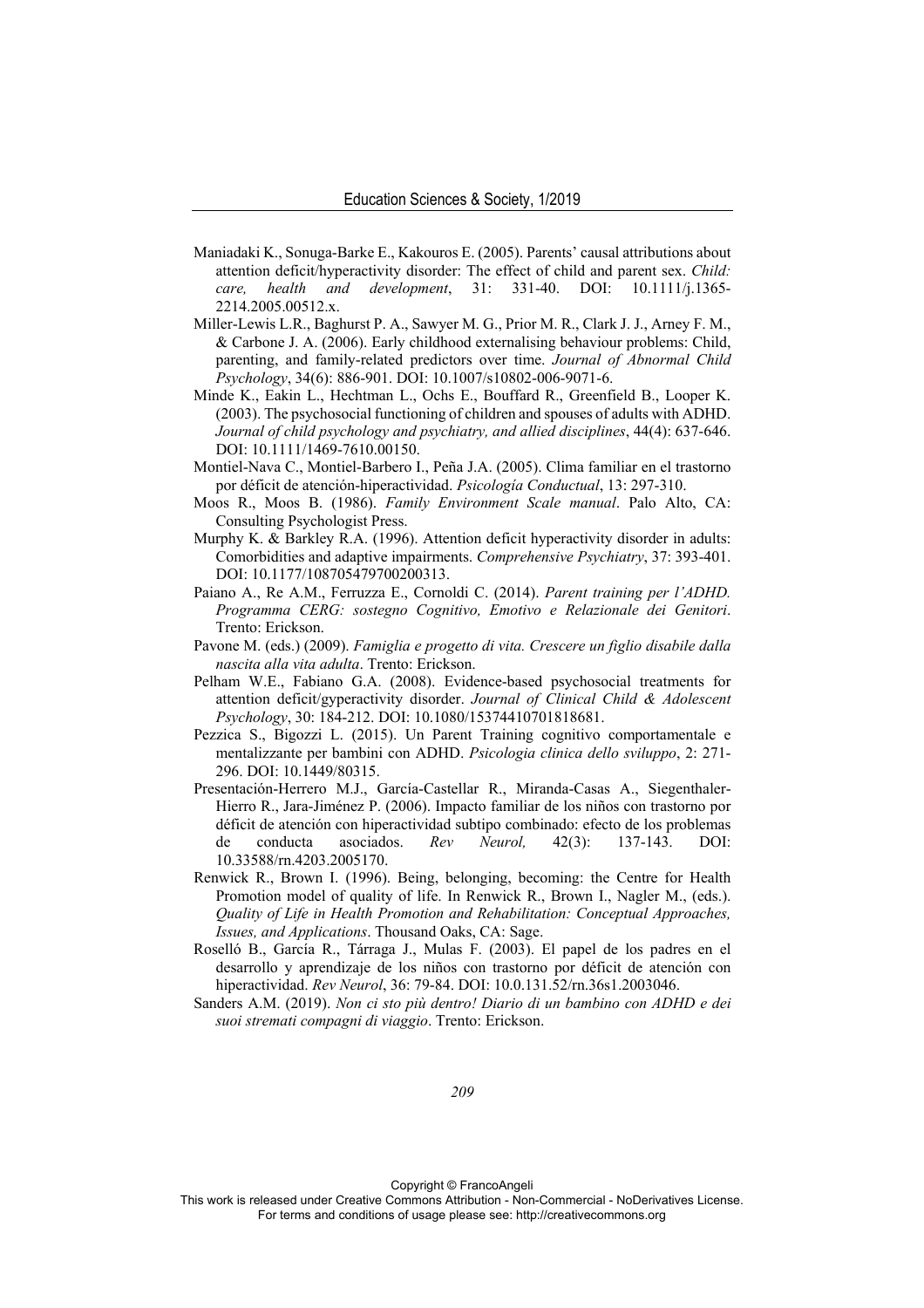Maniadaki K., Sonuga-Barke E., Kakouros E. (2005). Parents' causal attributions about attention deficit/hyperactivity disorder: The effect of child and parent sex. *Child: care, health and development*, 31: 331-40. DOI: 10.1111/j.1365-2214.2005.00512.x.

Miller-Lewis L.R., Baghurst P. A., Sawyer M. G., Prior M. R., Clark J. J., Arney F. M., & Carbone J. A. (2006). Early childhood externalising behaviour problems: Child, parenting, and family-related predictors over time. *Journal of Abnormal Child Psychology*, 34(6): 886-901. DOI: 10.1007/s10802-006-9071-6.

Minde K., Eakin L., Hechtman L., Ochs E., Bouffard R., Greenfield B., Looper K. (2003). The psychosocial functioning of children and spouses of adults with ADHD. *Journal of child psychology and psychiatry, and allied disciplines*, 44(4): 637-646. DOI: 10.1111/1469-7610.00150.

Montiel-Nava C., Montiel-Barbero I., Peña J.A. (2005). Clima familiar en el trastorno por déficit de atención-hiperactividad. *Psicología Conductual*, 13: 297-310.

Moos R., Moos B. (1986). *Family Environment Scale manual*. Palo Alto, CA: Consulting Psychologist Press.

Murphy K. & Barkley R.A. (1996). Attention deficit hyperactivity disorder in adults: Comorbidities and adaptive impairments. *Comprehensive Psychiatry*, 37: 393-401. DOI: 10.1177/108705479700200313.

Paiano A., Re A.M., Ferruzza E., Cornoldi C. (2014). *Parent training per l'ADHD. Programma CERG: sostegno Cognitivo, Emotivo e Relazionale dei Genitori*. Trento: Erickson.

Pavone M. (eds.) (2009). *Famiglia e progetto di vita. Crescere un figlio disabile dalla nascita alla vita adulta*. Trento: Erickson.

Pelham W.E., Fabiano G.A. (2008). Evidence-based psychosocial treatments for attention deficit/gyperactivity disorder. *Journal of Clinical Child & Adolescent Psychology*, 30: 184-212. DOI: 10.1080/15374410701818681.

Pezzica S., Bigozzi L. (2015). Un Parent Training cognitivo comportamentale e mentalizzante per bambini con ADHD. *Psicologia clinica dello sviluppo*, 2: 271-296. DOI: 10.1449/80315.

Presentación-Herrero M.J., García-Castellar R., Miranda-Casas A., Siegenthaler-Hierro R., Jara-Jiménez P. (2006). Impacto familiar de los niños con trastorno por déficit de atención con hiperactividad subtipo combinado: efecto de los problemas de conducta asociados. *Rev Neurol,* 42(3): 137-143. DOI: 10.33588/rn.4203.2005170.

Renwick R., Brown I. (1996). Being, belonging, becoming: the Centre for Health Promotion model of quality of life. In Renwick R., Brown I., Nagler M., (eds.). *Quality of Life in Health Promotion and Rehabilitation: Conceptual Approaches, Issues, and Applications*. Thousand Oaks, CA: Sage.

Roselló B., García R., Tárraga J., Mulas F. (2003). El papel de los padres en el desarrollo y aprendizaje de los niños con trastorno por déficit de atención con hiperactividad. *Rev Neurol*, 36: 79-84. DOI: 10.0.131.52/rn.36s1.2003046.

Sanders A.M. (2019). *Non ci sto più dentro! Diario di un bambino con ADHD e dei suoi stremati compagni di viaggio*. Trento: Erickson.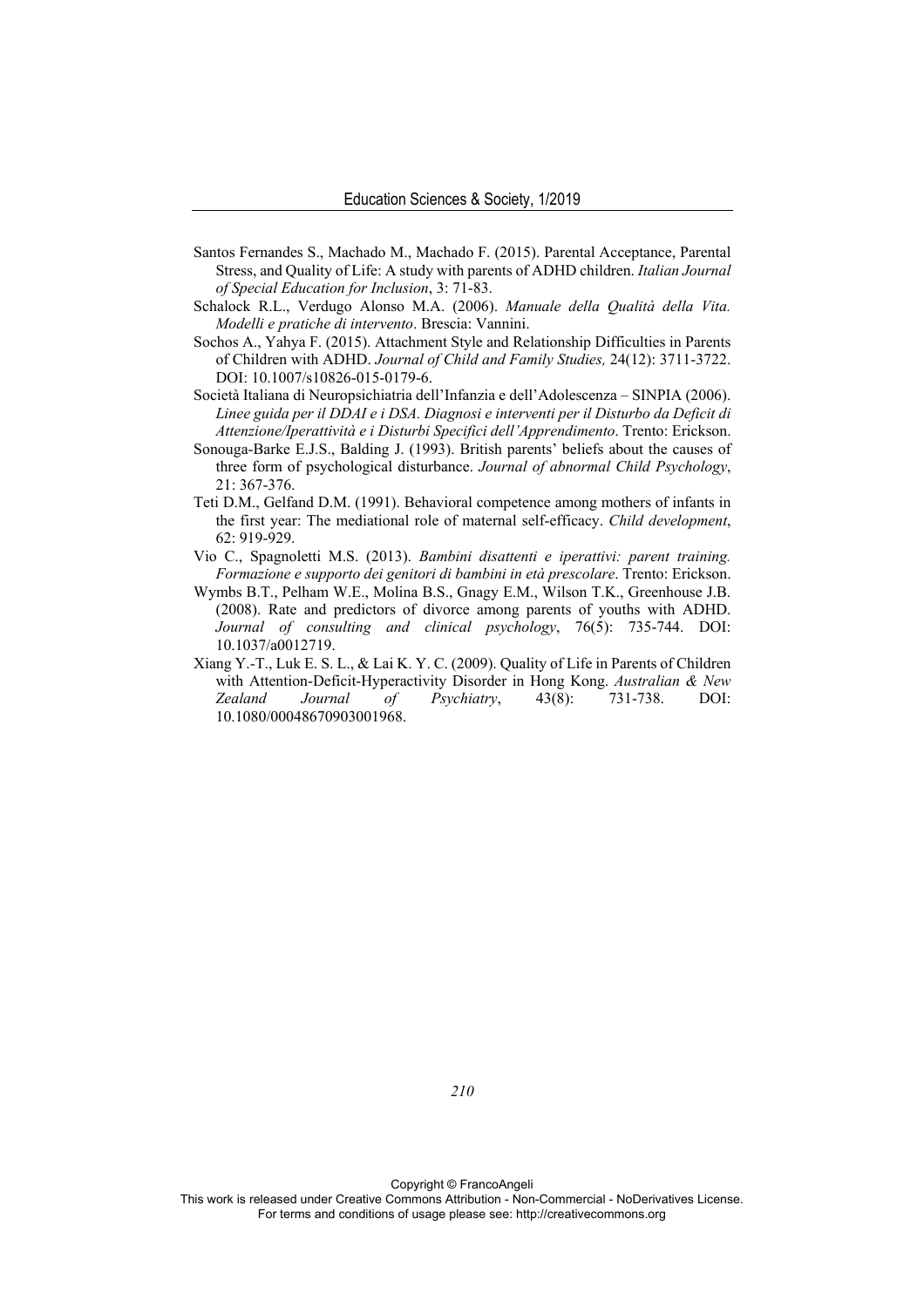Santos Fernandes S., Machado M., Machado F. (2015). Parental Acceptance, Parental Stress, and Quality of Life: A study with parents of ADHD children. *Italian Journal of Special Education for Inclusion*, 3: 71-83.

Schalock R.L., Verdugo Alonso M.A. (2006). *Manuale della Qualità della Vita. Modelli e pratiche di intervento*. Brescia: Vannini.

Sochos A., Yahya F. (2015). Attachment Style and Relationship Difficulties in Parents of Children with ADHD. *Journal of Child and Family Studies,* 24(12): 3711-3722. DOI: 10.1007/s10826-015-0179-6.

Società Italiana di Neuropsichiatria dell'Infanzia e dell'Adolescenza – SINPIA (2006). *Linee guida per il DDAI e i DSA. Diagnosi e interventi per il Disturbo da Deficit di Attenzione/Iperattività e i Disturbi Specifici dell'Apprendimento*. Trento: Erickson.

Sonouga-Barke E.J.S., Balding J. (1993). British parents' beliefs about the causes of three form of psychological disturbance. *Journal of abnormal Child Psychology*, 21: 367-376.

Teti D.M., Gelfand D.M. (1991). Behavioral competence among mothers of infants in the first year: The mediational role of maternal self-efficacy. *Child development*, 62: 919-929.

Vio C., Spagnoletti M.S. (2013). *Bambini disattenti e iperattivi: parent training. Formazione e supporto dei genitori di bambini in età prescolare*. Trento: Erickson.

Wymbs B.T., Pelham W.E., Molina B.S., Gnagy E.M., Wilson T.K., Greenhouse J.B. (2008). Rate and predictors of divorce among parents of youths with ADHD. *Journal of consulting and clinical psychology*, 76(5): 735-744. DOI: 10.1037/a0012719.

Xiang Y.-T., Luk E. S. L., & Lai K. Y. C. (2009). Quality of Life in Parents of Children with Attention-Deficit-Hyperactivity Disorder in Hong Kong. *Australian & New Zealand Journal of Psychiatry*, 43(8): 731-738. DOI: 10.1080/00048670903001968.